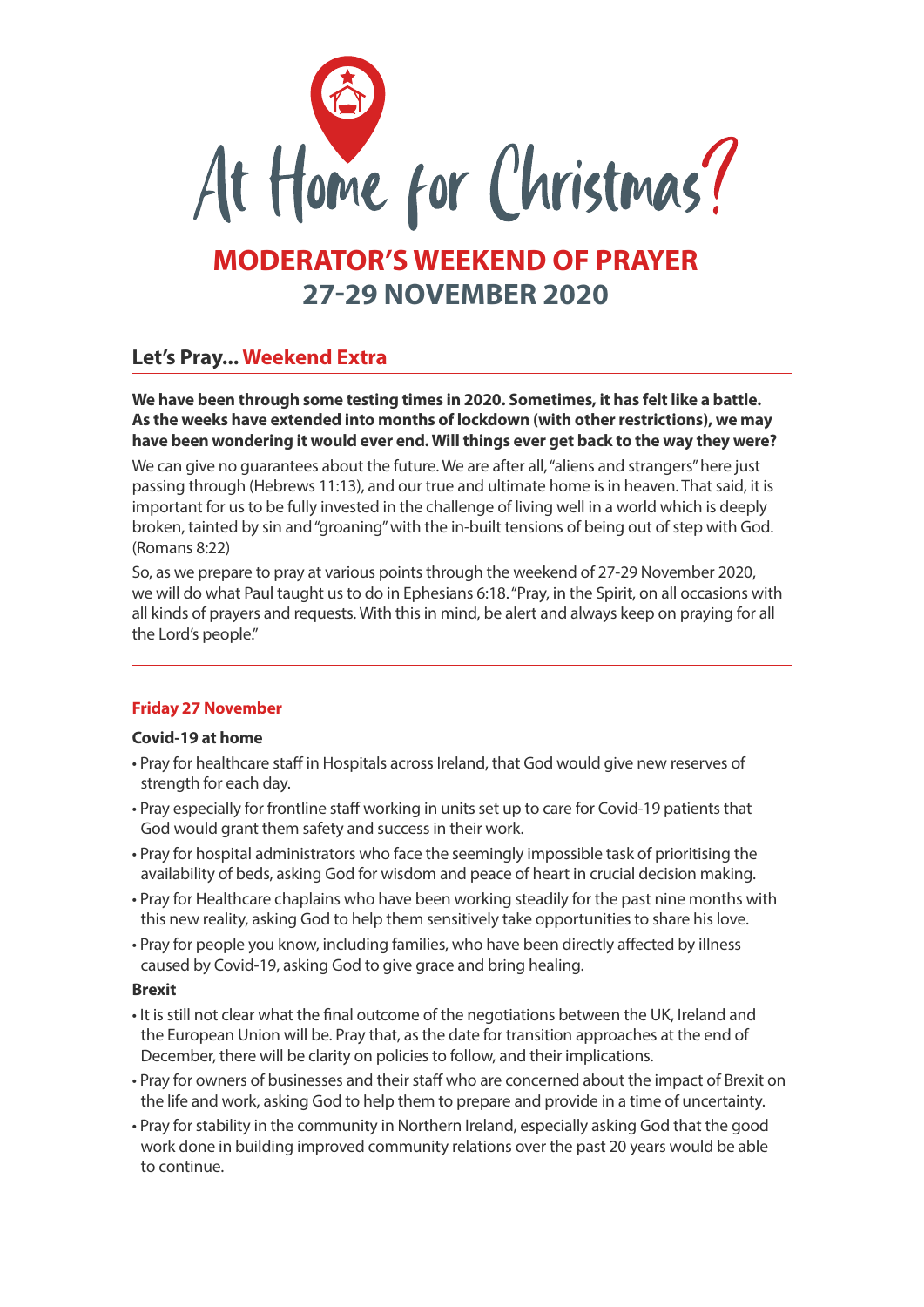# At Home for Christmas?

## MODERATOR'S WEEKEND OF PRAYER
## 27-29 NOVEMBER 2020

### Let's Pray... Weekend Extra

**We have been through some testing times in 2020. Sometimes, it has felt like a battle. As the weeks have extended into months of lockdown (with other restrictions), we may have been wondering it would ever end. Will things ever get back to the way they were?**

We can give no guarantees about the future. We are after all, "aliens and strangers" here just passing through (Hebrews 11:13), and our true and ultimate home is in heaven. That said, it is important for us to be fully invested in the challenge of living well in a world which is deeply broken, tainted by sin and "groaning" with the in-built tensions of being out of step with God. (Romans 8:22)

So, as we prepare to pray at various points through the weekend of 27-29 November 2020, we will do what Paul taught us to do in Ephesians 6:18. "Pray, in the Spirit, on all occasions with all kinds of prayers and requests. With this in mind, be alert and always keep on praying for all the Lord's people."

---

### Friday 27 November

**Covid-19 at home**

- Pray for healthcare staff in Hospitals across Ireland, that God would give new reserves of strength for each day.
- Pray especially for frontline staff working in units set up to care for Covid-19 patients that God would grant them safety and success in their work.
- Pray for hospital administrators who face the seemingly impossible task of prioritising the availability of beds, asking God for wisdom and peace of heart in crucial decision making.
- Pray for Healthcare chaplains who have been working steadily for the past nine months with this new reality, asking God to help them sensitively take opportunities to share his love.
- Pray for people you know, including families, who have been directly affected by illness caused by Covid-19, asking God to give grace and bring healing.

**Brexit**

- It is still not clear what the final outcome of the negotiations between the UK, Ireland and the European Union will be. Pray that, as the date for transition approaches at the end of December, there will be clarity on policies to follow, and their implications.
- Pray for owners of businesses and their staff who are concerned about the impact of Brexit on the life and work, asking God to help them to prepare and provide in a time of uncertainty.
- Pray for stability in the community in Northern Ireland, especially asking God that the good work done in building improved community relations over the past 20 years would be able to continue.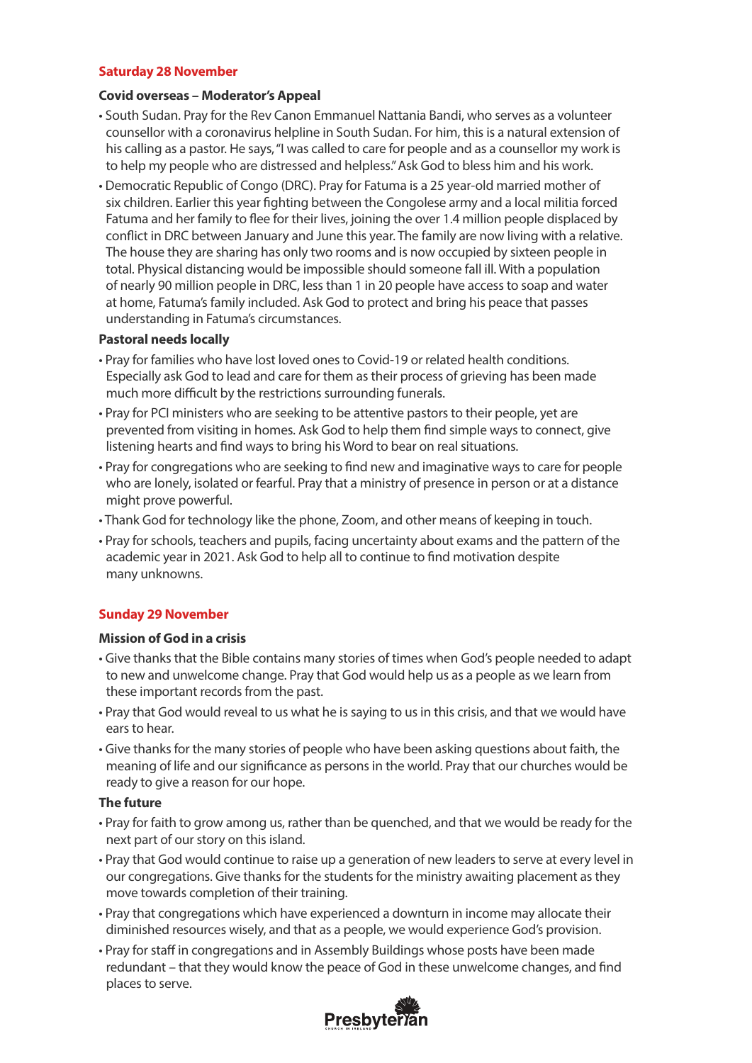## Saturday 28 November

### Covid overseas – Moderator's Appeal

- South Sudan. Pray for the Rev Canon Emmanuel Nattania Bandi, who serves as a volunteer counsellor with a coronavirus helpline in South Sudan. For him, this is a natural extension of his calling as a pastor. He says, "I was called to care for people and as a counsellor my work is to help my people who are distressed and helpless." Ask God to bless him and his work.
- Democratic Republic of Congo (DRC). Pray for Fatuma is a 25 year-old married mother of six children. Earlier this year fighting between the Congolese army and a local militia forced Fatuma and her family to flee for their lives, joining the over 1.4 million people displaced by conflict in DRC between January and June this year. The family are now living with a relative. The house they are sharing has only two rooms and is now occupied by sixteen people in total. Physical distancing would be impossible should someone fall ill. With a population of nearly 90 million people in DRC, less than 1 in 20 people have access to soap and water at home, Fatuma's family included. Ask God to protect and bring his peace that passes understanding in Fatuma's circumstances.

### Pastoral needs locally

- Pray for families who have lost loved ones to Covid-19 or related health conditions. Especially ask God to lead and care for them as their process of grieving has been made much more difficult by the restrictions surrounding funerals.
- Pray for PCI ministers who are seeking to be attentive pastors to their people, yet are prevented from visiting in homes. Ask God to help them find simple ways to connect, give listening hearts and find ways to bring his Word to bear on real situations.
- Pray for congregations who are seeking to find new and imaginative ways to care for people who are lonely, isolated or fearful. Pray that a ministry of presence in person or at a distance might prove powerful.
- Thank God for technology like the phone, Zoom, and other means of keeping in touch.
- Pray for schools, teachers and pupils, facing uncertainty about exams and the pattern of the academic year in 2021. Ask God to help all to continue to find motivation despite many unknowns.

## Sunday 29 November

### Mission of God in a crisis

- Give thanks that the Bible contains many stories of times when God's people needed to adapt to new and unwelcome change. Pray that God would help us as a people as we learn from these important records from the past.
- Pray that God would reveal to us what he is saying to us in this crisis, and that we would have ears to hear.
- Give thanks for the many stories of people who have been asking questions about faith, the meaning of life and our significance as persons in the world. Pray that our churches would be ready to give a reason for our hope.

### The future

- Pray for faith to grow among us, rather than be quenched, and that we would be ready for the next part of our story on this island.
- Pray that God would continue to raise up a generation of new leaders to serve at every level in our congregations. Give thanks for the students for the ministry awaiting placement as they move towards completion of their training.
- Pray that congregations which have experienced a downturn in income may allocate their diminished resources wisely, and that as a people, we would experience God's provision.
- Pray for staff in congregations and in Assembly Buildings whose posts have been made redundant – that they would know the peace of God in these unwelcome changes, and find places to serve.